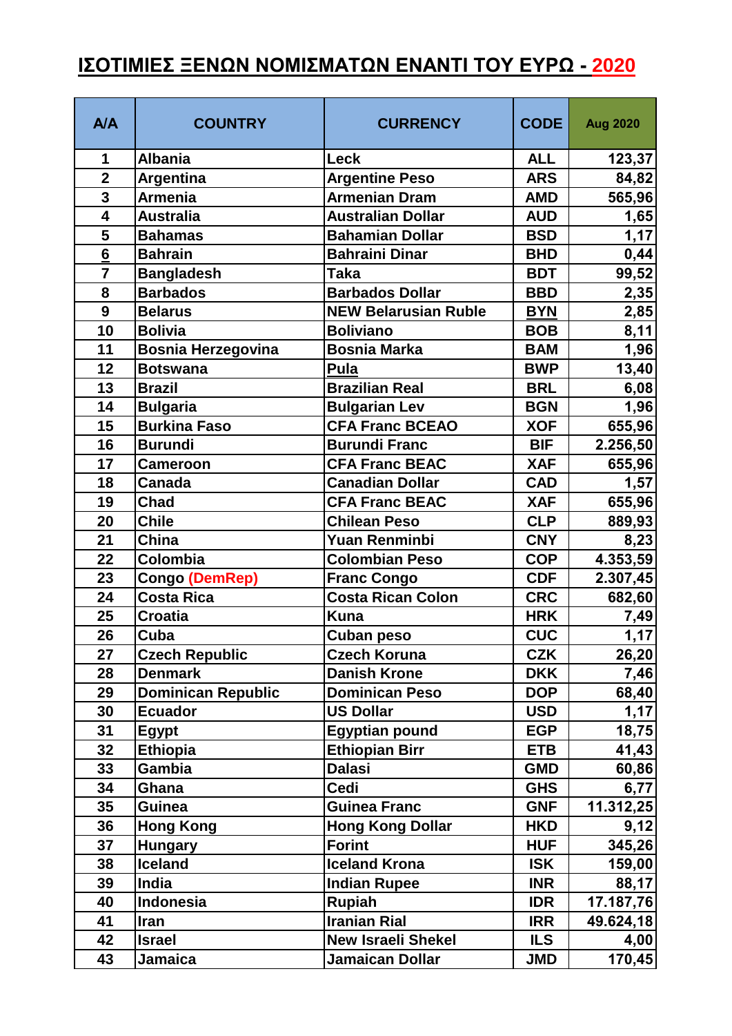# ΙΣΟΤΙΜΙΕΣ ΞΕΝΩΝ ΝΟΜΙΣΜΑΤΩΝ ΕΝΑΝΤΙ ΤΟΥ ΕΥΡΩ - 2020

| A/A | COUNTRY | CURRENCY | CODE | Aug 2020 |
|---|---|---|---|---|
| 1 | Albania | Leck | ALL | 123,37 |
| 2 | Argentina | Argentine Peso | ARS | 84,82 |
| 3 | Armenia | Armenian Dram | AMD | 565,96 |
| 4 | Australia | Australian Dollar | AUD | 1,65 |
| 5 | Bahamas | Bahamian Dollar | BSD | 1,17 |
| 6 | Bahrain | Bahraini Dinar | BHD | 0,44 |
| 7 | Bangladesh | Taka | BDT | 99,52 |
| 8 | Barbados | Barbados Dollar | BBD | 2,35 |
| 9 | Belarus | NEW Belarusian Ruble | BYN | 2,85 |
| 10 | Bolivia | Boliviano | BOB | 8,11 |
| 11 | Bosnia Herzegovina | Bosnia Marka | BAM | 1,96 |
| 12 | Botswana | Pula | BWP | 13,40 |
| 13 | Brazil | Brazilian Real | BRL | 6,08 |
| 14 | Bulgaria | Bulgarian Lev | BGN | 1,96 |
| 15 | Burkina Faso | CFA Franc BCEAO | XOF | 655,96 |
| 16 | Burundi | Burundi Franc | BIF | 2.256,50 |
| 17 | Cameroon | CFA Franc BEAC | XAF | 655,96 |
| 18 | Canada | Canadian Dollar | CAD | 1,57 |
| 19 | Chad | CFA Franc BEAC | XAF | 655,96 |
| 20 | Chile | Chilean Peso | CLP | 889,93 |
| 21 | China | Yuan Renminbi | CNY | 8,23 |
| 22 | Colombia | Colombian Peso | COP | 4.353,59 |
| 23 | Congo (DemRep) | Franc Congo | CDF | 2.307,45 |
| 24 | Costa Rica | Costa Rican Colon | CRC | 682,60 |
| 25 | Croatia | Kuna | HRK | 7,49 |
| 26 | Cuba | Cuban peso | CUC | 1,17 |
| 27 | Czech Republic | Czech Koruna | CZK | 26,20 |
| 28 | Denmark | Danish Krone | DKK | 7,46 |
| 29 | Dominican Republic | Dominican Peso | DOP | 68,40 |
| 30 | Ecuador | US Dollar | USD | 1,17 |
| 31 | Egypt | Egyptian pound | EGP | 18,75 |
| 32 | Ethiopia | Ethiopian Birr | ETB | 41,43 |
| 33 | Gambia | Dalasi | GMD | 60,86 |
| 34 | Ghana | Cedi | GHS | 6,77 |
| 35 | Guinea | Guinea Franc | GNF | 11.312,25 |
| 36 | Hong Kong | Hong Kong Dollar | HKD | 9,12 |
| 37 | Hungary | Forint | HUF | 345,26 |
| 38 | Iceland | Iceland Krona | ISK | 159,00 |
| 39 | India | Indian Rupee | INR | 88,17 |
| 40 | Indonesia | Rupiah | IDR | 17.187,76 |
| 41 | Iran | Iranian Rial | IRR | 49.624,18 |
| 42 | Israel | New Israeli Shekel | ILS | 4,00 |
| 43 | Jamaica | Jamaican Dollar | JMD | 170,45 |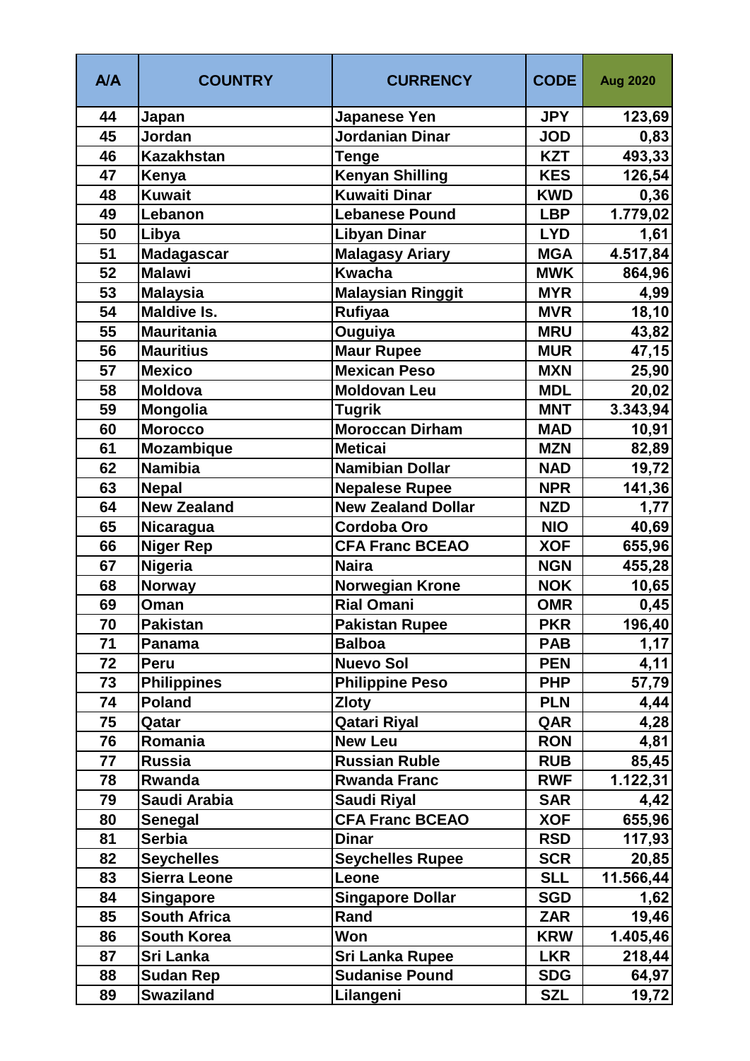| A/A | COUNTRY | CURRENCY | CODE | Aug 2020 |
|---|---|---|---|---|
| 44 | Japan | Japanese Yen | JPY | 123,69 |
| 45 | Jordan | Jordanian Dinar | JOD | 0,83 |
| 46 | Kazakhstan | Tenge | KZT | 493,33 |
| 47 | Kenya | Kenyan Shilling | KES | 126,54 |
| 48 | Kuwait | Kuwaiti Dinar | KWD | 0,36 |
| 49 | Lebanon | Lebanese Pound | LBP | 1.779,02 |
| 50 | Libya | Libyan Dinar | LYD | 1,61 |
| 51 | Madagascar | Malagasy Ariary | MGA | 4.517,84 |
| 52 | Malawi | Kwacha | MWK | 864,96 |
| 53 | Malaysia | Malaysian Ringgit | MYR | 4,99 |
| 54 | Maldive Is. | Rufiyaa | MVR | 18,10 |
| 55 | Mauritania | Ouguiya | MRU | 43,82 |
| 56 | Mauritius | Maur Rupee | MUR | 47,15 |
| 57 | Mexico | Mexican Peso | MXN | 25,90 |
| 58 | Moldova | Moldovan Leu | MDL | 20,02 |
| 59 | Mongolia | Tugrik | MNT | 3.343,94 |
| 60 | Morocco | Moroccan Dirham | MAD | 10,91 |
| 61 | Mozambique | Meticai | MZN | 82,89 |
| 62 | Namibia | Namibian Dollar | NAD | 19,72 |
| 63 | Nepal | Nepalese Rupee | NPR | 141,36 |
| 64 | New Zealand | New Zealand Dollar | NZD | 1,77 |
| 65 | Nicaragua | Cordoba Oro | NIO | 40,69 |
| 66 | Niger Rep | CFA Franc BCEAO | XOF | 655,96 |
| 67 | Nigeria | Naira | NGN | 455,28 |
| 68 | Norway | Norwegian Krone | NOK | 10,65 |
| 69 | Oman | Rial Omani | OMR | 0,45 |
| 70 | Pakistan | Pakistan Rupee | PKR | 196,40 |
| 71 | Panama | Balboa | PAB | 1,17 |
| 72 | Peru | Nuevo Sol | PEN | 4,11 |
| 73 | Philippines | Philippine Peso | PHP | 57,79 |
| 74 | Poland | Zloty | PLN | 4,44 |
| 75 | Qatar | Qatari Riyal | QAR | 4,28 |
| 76 | Romania | New Leu | RON | 4,81 |
| 77 | Russia | Russian Ruble | RUB | 85,45 |
| 78 | Rwanda | Rwanda Franc | RWF | 1.122,31 |
| 79 | Saudi Arabia | Saudi Riyal | SAR | 4,42 |
| 80 | Senegal | CFA Franc BCEAO | XOF | 655,96 |
| 81 | Serbia | Dinar | RSD | 117,93 |
| 82 | Seychelles | Seychelles Rupee | SCR | 20,85 |
| 83 | Sierra Leone | Leone | SLL | 11.566,44 |
| 84 | Singapore | Singapore Dollar | SGD | 1,62 |
| 85 | South Africa | Rand | ZAR | 19,46 |
| 86 | South Korea | Won | KRW | 1.405,46 |
| 87 | Sri Lanka | Sri Lanka Rupee | LKR | 218,44 |
| 88 | Sudan Rep | Sudanise Pound | SDG | 64,97 |
| 89 | Swaziland | Lilangeni | SZL | 19,72 |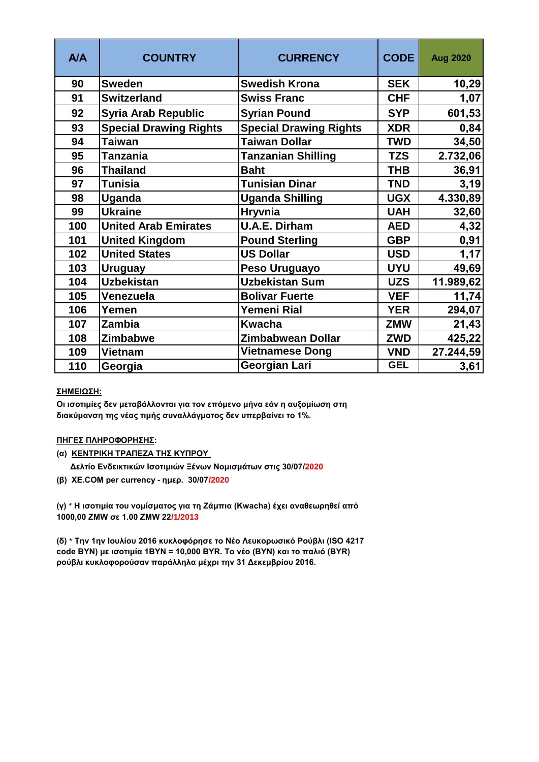| A/A | COUNTRY | CURRENCY | CODE | Aug 2020 |
|---|---|---|---|---|
| 90 | Sweden | Swedish Krona | SEK | 10,29 |
| 91 | Switzerland | Swiss Franc | CHF | 1,07 |
| 92 | Syria Arab Republic | Syrian Pound | SYP | 601,53 |
| 93 | Special Drawing Rights | Special Drawing Rights | XDR | 0,84 |
| 94 | Taiwan | Taiwan Dollar | TWD | 34,50 |
| 95 | Tanzania | Tanzanian Shilling | TZS | 2.732,06 |
| 96 | Thailand | Baht | THB | 36,91 |
| 97 | Tunisia | Tunisian Dinar | TND | 3,19 |
| 98 | Uganda | Uganda Shilling | UGX | 4.330,89 |
| 99 | Ukraine | Hryvnia | UAH | 32,60 |
| 100 | United Arab Emirates | U.A.E. Dirham | AED | 4,32 |
| 101 | United Kingdom | Pound Sterling | GBP | 0,91 |
| 102 | United States | US Dollar | USD | 1,17 |
| 103 | Uruguay | Peso Uruguayo | UYU | 49,69 |
| 104 | Uzbekistan | Uzbekistan Sum | UZS | 11.989,62 |
| 105 | Venezuela | Bolivar Fuerte | VEF | 11,74 |
| 106 | Yemen | Yemeni Rial | YER | 294,07 |
| 107 | Zambia | Kwacha | ZMW | 21,43 |
| 108 | Zimbabwe | Zimbabwean Dollar | ZWD | 425,22 |
| 109 | Vietnam | Vietnamese Dong | VND | 27.244,59 |
| 110 | Georgia | Georgian Lari | GEL | 3,61 |

**ΣΗΜΕΙΩΣΗ:**

**Οι ισοτιμίες δεν μεταβάλλονται για τον επόμενο μήνα εάν η αυξομίωση στη διακύμανση της νέας τιμής συναλλάγματος δεν υπερβαίνει το 1%.**

**ΠΗΓΕΣ ΠΛΗΡΟΦΟΡΗΣΗΣ:**

**(α) ΚΕΝΤΡΙΚΗ ΤΡΑΠΕΖΑ ΤΗΣ ΚΥΠΡΟΥ**

**Δελτίο Ενδεικτικών Ισοτιμιών Ξένων Νομισμάτων στις 30/07/2020**

**(β) XE.COM per currency - ημερ. 30/07/2020**

**(γ) * Η ισοτιμία του νομίσματος για τη Ζάμπια (Kwacha) έχει αναθεωρηθεί από 1000,00 ZMW σε 1.00 ZMW 22/1/2013**

**(δ) * Την 1ην Ιουλίου 2016 κυκλοφόρησε το Νέο Λευκορωσικό Ρούβλι (ISO 4217 code BYN) με ισοτιμία 1BYN = 10,000 BYR. Το νέο (BYN) και το παλιό (BYR) ρούβλι κυκλοφορούσαν παράλληλα μέχρι την 31 Δεκεμβρίου 2016.**